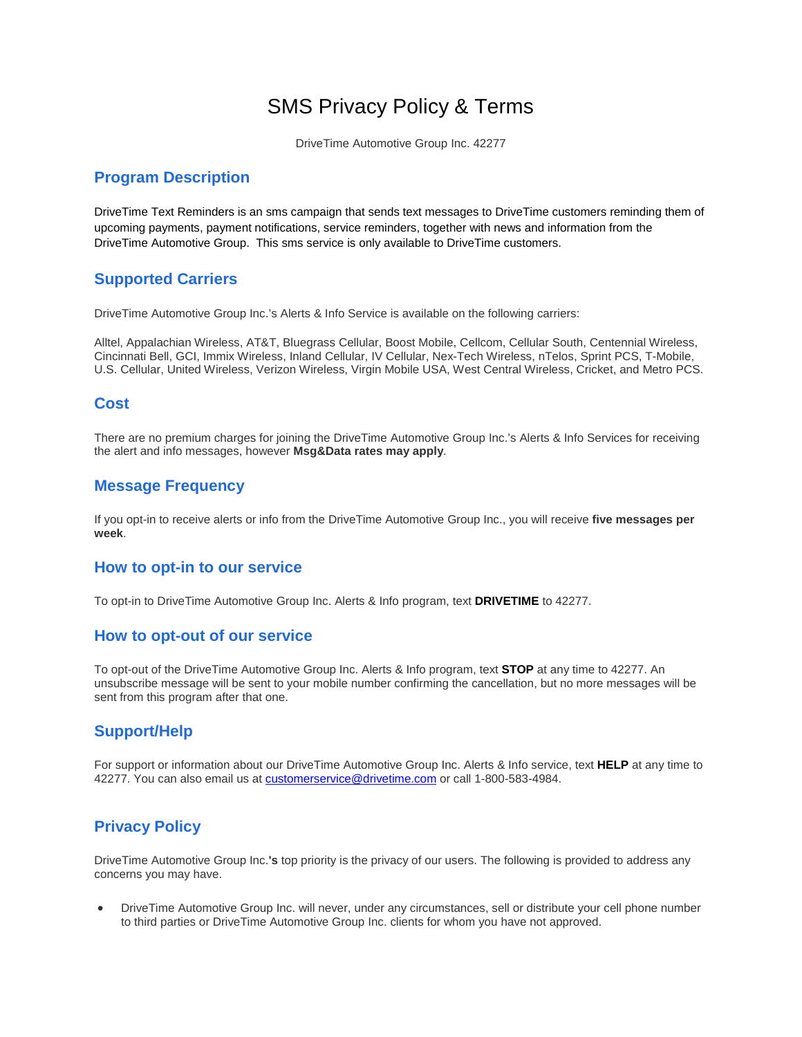# SMS Privacy Policy & Terms

DriveTime Automotive Group Inc. 42277

## Program Description

DriveTime Text Reminders is an sms campaign that sends text messages to DriveTime customers reminding them of upcoming payments, payment notifications, service reminders, together with news and information from the DriveTime Automotive Group. This sms service is only available to DriveTime customers.

## Supported Carriers

DriveTime Automotive Group Inc.'s Alerts & Info Service is available on the following carriers:

Alltel, Appalachian Wireless, AT&T, Bluegrass Cellular, Boost Mobile, Cellcom, Cellular South, Centennial Wireless, Cincinnati Bell, GCI, Immix Wireless, Inland Cellular, IV Cellular, Nex-Tech Wireless, nTelos, Sprint PCS, T-Mobile, U.S. Cellular, United Wireless, Verizon Wireless, Virgin Mobile USA, West Central Wireless, Cricket, and Metro PCS.

## Cost

There are no premium charges for joining the DriveTime Automotive Group Inc.'s Alerts & Info Services for receiving the alert and info messages, however **Msg&Data rates may apply**.

## Message Frequency

If you opt-in to receive alerts or info from the DriveTime Automotive Group Inc., you will receive **five messages per week**.

## How to opt-in to our service

To opt-in to DriveTime Automotive Group Inc. Alerts & Info program, text **DRIVETIME** to 42277.

## How to opt-out of our service

To opt-out of the DriveTime Automotive Group Inc. Alerts & Info program, text **STOP** at any time to 42277. An unsubscribe message will be sent to your mobile number confirming the cancellation, but no more messages will be sent from this program after that one.

## Support/Help

For support or information about our DriveTime Automotive Group Inc. Alerts & Info service, text **HELP** at any time to 42277. You can also email us at customerservice@drivetime.com or call 1-800-583-4984.

## Privacy Policy

DriveTime Automotive Group Inc.**'s** top priority is the privacy of our users. The following is provided to address any concerns you may have.

- DriveTime Automotive Group Inc. will never, under any circumstances, sell or distribute your cell phone number to third parties or DriveTime Automotive Group Inc. clients for whom you have not approved.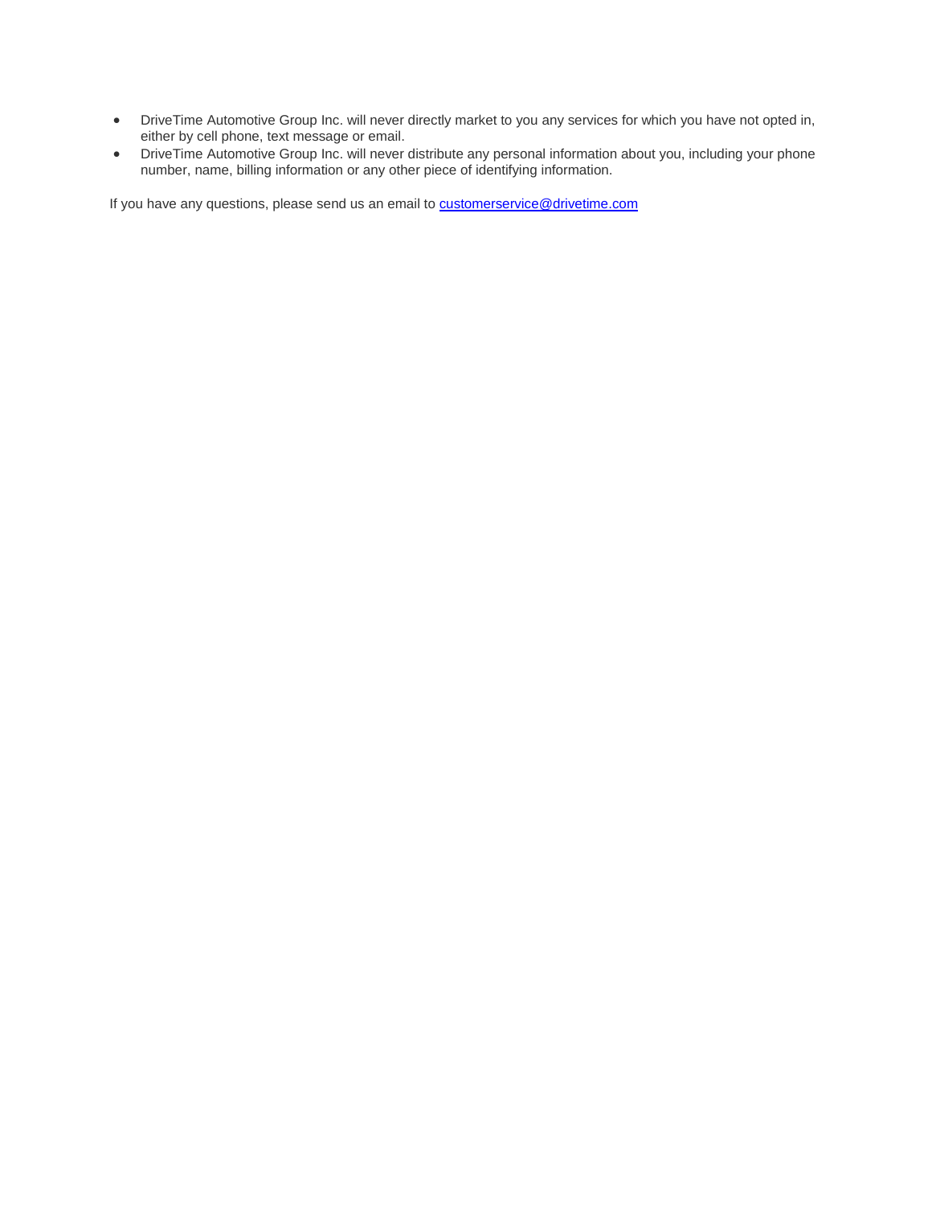- DriveTime Automotive Group Inc. will never directly market to you any services for which you have not opted in, either by cell phone, text message or email.
- DriveTime Automotive Group Inc. will never distribute any personal information about you, including your phone number, name, billing information or any other piece of identifying information.

If you have any questions, please send us an email to [customerservice@drivetime.com](mailto:customerservice@drivetime.com)